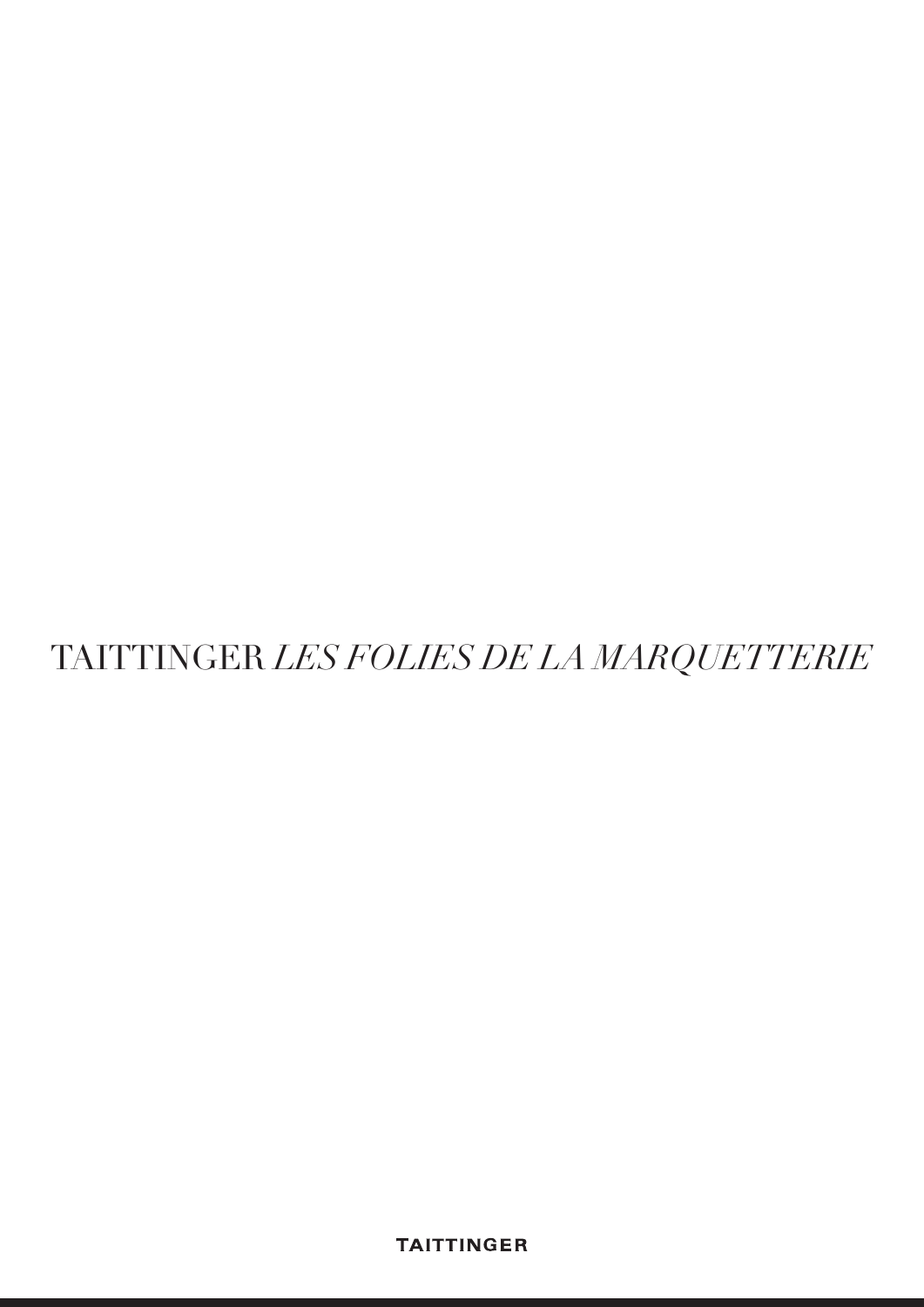# TAITTINGER *LES FOLIES DE LA MARQUETTERIE*

**TAITTINGER**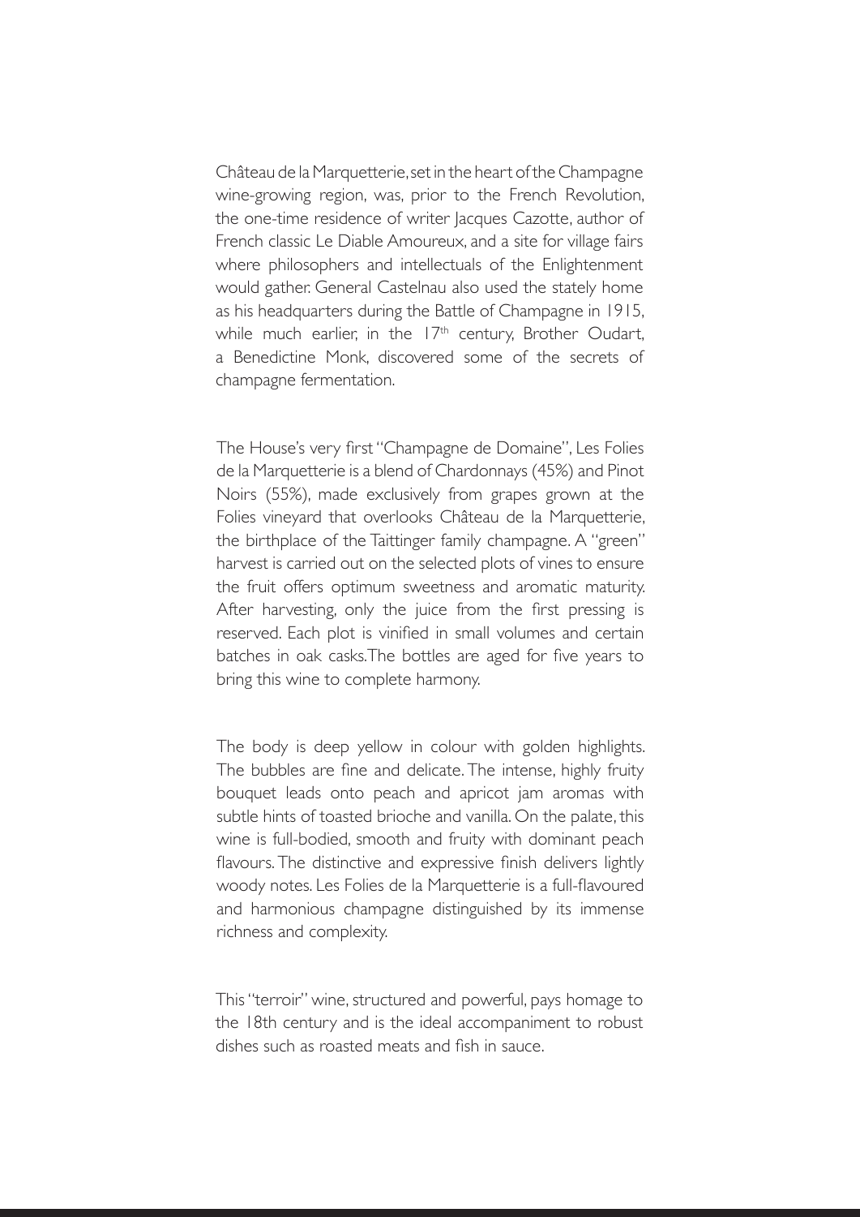Château de la Marquetterie, set in the heart of the Champagne wine-growing region, was, prior to the French Revolution, the one-time residence of writer Jacques Cazotte, author of French classic Le Diable Amoureux, and a site for village fairs where philosophers and intellectuals of the Enlightenment would gather. General Castelnau also used the stately home as his headquarters during the Battle of Champagne in 1915, while much earlier, in the 17th century, Brother Oudart, a Benedictine Monk, discovered some of the secrets of champagne fermentation.

The House's very first "Champagne de Domaine", Les Folies de la Marquetterie is a blend of Chardonnays (45%) and Pinot Noirs (55%), made exclusively from grapes grown at the Folies vineyard that overlooks Château de la Marquetterie, the birthplace of the Taittinger family champagne. A "green" harvest is carried out on the selected plots of vines to ensure the fruit offers optimum sweetness and aromatic maturity. After harvesting, only the juice from the first pressing is reserved. Each plot is vinified in small volumes and certain batches in oak casks. The bottles are aged for five years to bring this wine to complete harmony.

The body is deep yellow in colour with golden highlights. The bubbles are fine and delicate. The intense, highly fruity bouquet leads onto peach and apricot jam aromas with subtle hints of toasted brioche and vanilla. On the palate, this wine is full-bodied, smooth and fruity with dominant peach flavours. The distinctive and expressive finish delivers lightly woody notes. Les Folies de la Marquetterie is a full-flavoured and harmonious champagne distinguished by its immense richness and complexity.

This "terroir" wine, structured and powerful, pays homage to the 18th century and is the ideal accompaniment to robust dishes such as roasted meats and fish in sauce.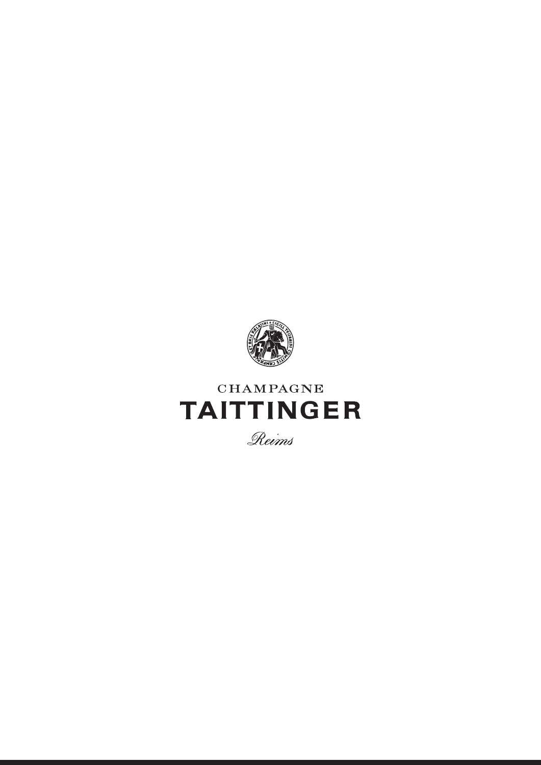CHAMPAGNE

TAITTINGER

*Reims*